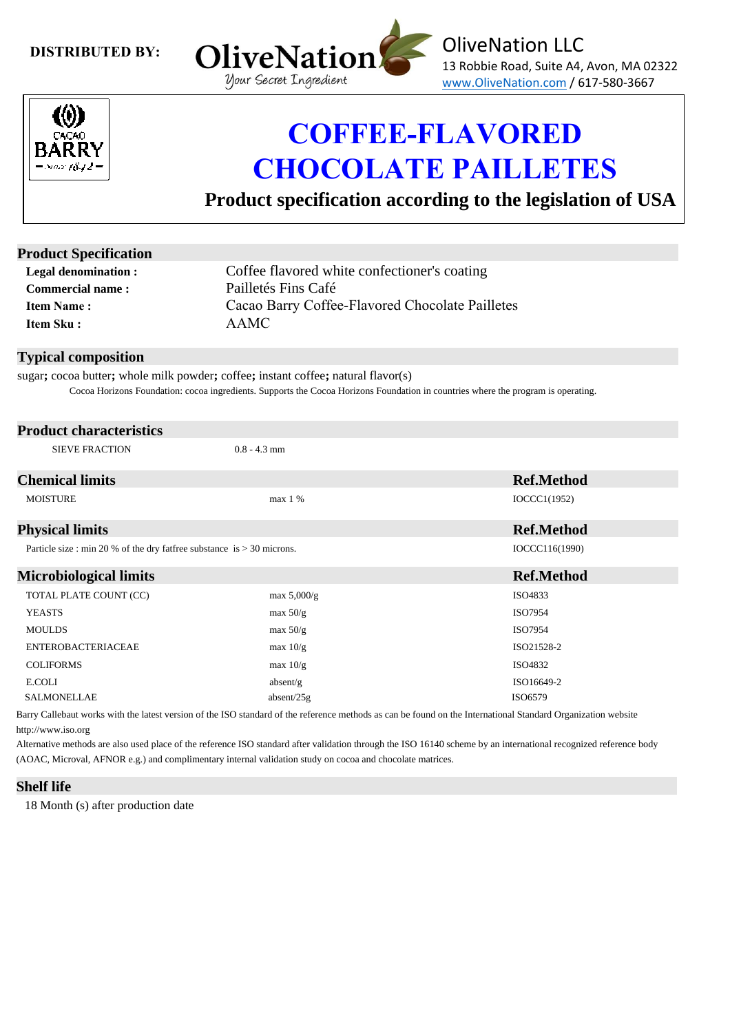**DISTRIBUTED BY:**

OliveNation
Your Secret Ingredient

OliveNation LLC
13 Robbie Road, Suite A4, Avon, MA 02322
www.OliveNation.com / 617-580-3667

CACAO BARRY

# COFFEE-FLAVORED CHOCOLATE PAILLETES

## Product specification according to the legislation of USA

## Product Specification

| | |
|---|---|
| **Legal denomination :** | Coffee flavored white confectioner's coating |
| **Commercial name :** | Pailletés Fins Café |
| **Item Name :** | Cacao Barry Coffee-Flavored Chocolate Pailletes |
| **Item Sku :** | AAMC |

## Typical composition

sugar**;** cocoa butter**;** whole milk powder**;** coffee**;** instant coffee**;** natural flavor(s)

Cocoa Horizons Foundation: cocoa ingredients. Supports the Cocoa Horizons Foundation in countries where the program is operating.

## Product characteristics

| | |
|---|---|
| SIEVE FRACTION | 0.8 - 4.3 mm |

## Chemical limits

| | | Ref.Method |
|---|---|---|
| MOISTURE | max 1 % | IOCCC1(1952) |

## Physical limits

| | Ref.Method |
|---|---|
| Particle size : min 20 % of the dry fatfree substance is > 30 microns. | IOCCC116(1990) |

## Microbiological limits

| | | Ref.Method |
|---|---|---|
| TOTAL PLATE COUNT (CC) | max 5,000/g | ISO4833 |
| YEASTS | max 50/g | ISO7954 |
| MOULDS | max 50/g | ISO7954 |
| ENTEROBACTERIACEAE | max 10/g | ISO21528-2 |
| COLIFORMS | max 10/g | ISO4832 |
| E.COLI | absent/g | ISO16649-2 |
| SALMONELLAE | absent/25g | ISO6579 |

Barry Callebaut works with the latest version of the ISO standard of the reference methods as can be found on the International Standard Organization website http://www.iso.org

Alternative methods are also used place of the reference ISO standard after validation through the ISO 16140 scheme by an international recognized reference body (AOAC, Microval, AFNOR e.g.) and complimentary internal validation study on cocoa and chocolate matrices.

## Shelf life

18 Month (s) after production date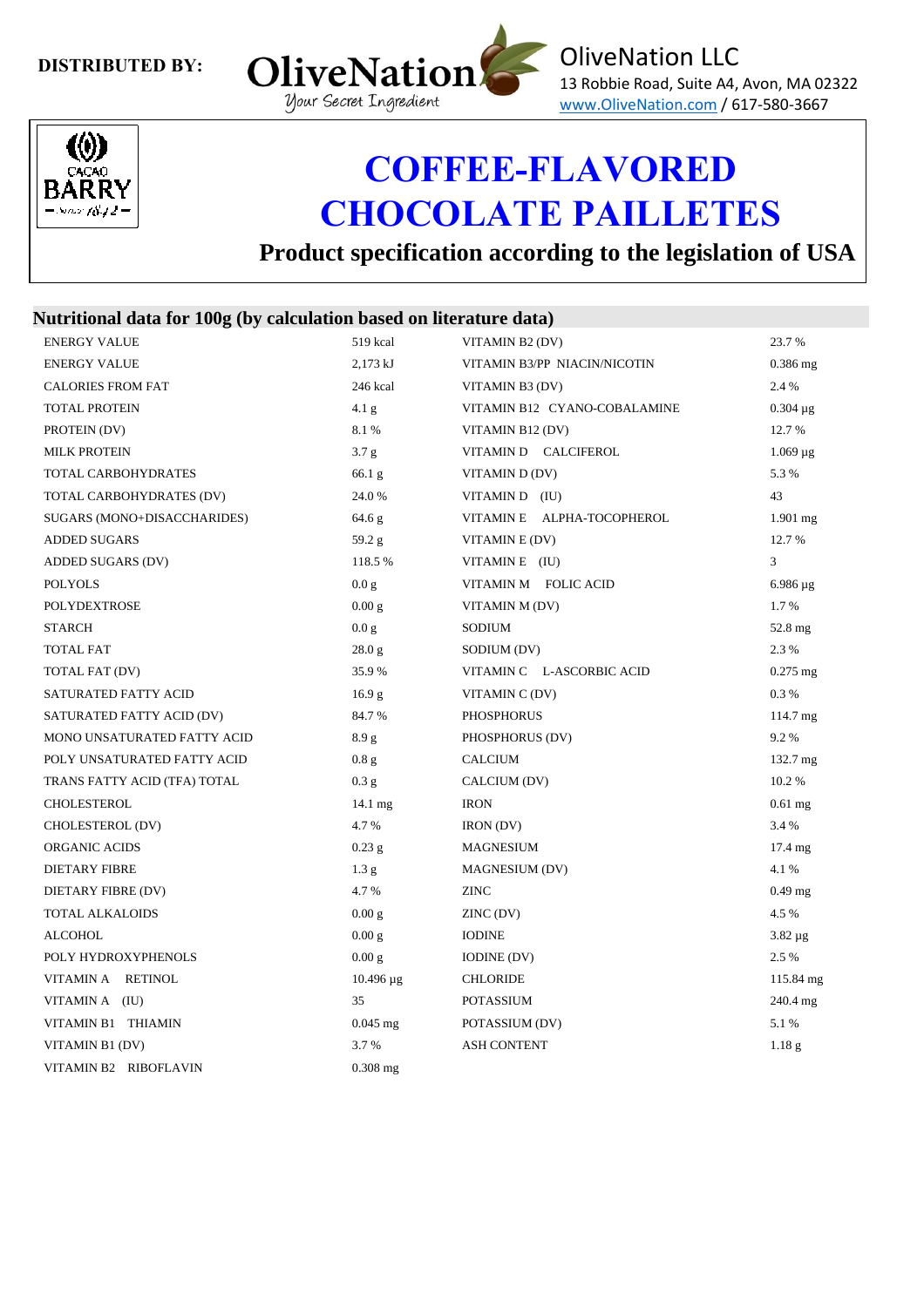**DISTRIBUTED BY:**

OliveNation
Your Secret Ingredient

OliveNation LLC
13 Robbie Road, Suite A4, Avon, MA 02322
www.OliveNation.com / 617-580-3667

CACAO BARRY

# COFFEE-FLAVORED CHOCOLATE PAILLETES

## Product specification according to the legislation of USA

### Nutritional data for 100g (by calculation based on literature data)

| | | | |
|---|---|---|---|
| ENERGY VALUE | 519 kcal | VITAMIN B2 (DV) | 23.7 % |
| ENERGY VALUE | 2,173 kJ | VITAMIN B3/PP NIACIN/NICOTIN | 0.386 mg |
| CALORIES FROM FAT | 246 kcal | VITAMIN B3 (DV) | 2.4 % |
| TOTAL PROTEIN | 4.1 g | VITAMIN B12 CYANO-COBALAMINE | 0.304 µg |
| PROTEIN (DV) | 8.1 % | VITAMIN B12 (DV) | 12.7 % |
| MILK PROTEIN | 3.7 g | VITAMIN D CALCIFEROL | 1.069 µg |
| TOTAL CARBOHYDRATES | 66.1 g | VITAMIN D (DV) | 5.3 % |
| TOTAL CARBOHYDRATES (DV) | 24.0 % | VITAMIN D (IU) | 43 |
| SUGARS (MONO+DISACCHARIDES) | 64.6 g | VITAMIN E ALPHA-TOCOPHEROL | 1.901 mg |
| ADDED SUGARS | 59.2 g | VITAMIN E (DV) | 12.7 % |
| ADDED SUGARS (DV) | 118.5 % | VITAMIN E (IU) | 3 |
| POLYOLS | 0.0 g | VITAMIN M FOLIC ACID | 6.986 µg |
| POLYDEXTROSE | 0.00 g | VITAMIN M (DV) | 1.7 % |
| STARCH | 0.0 g | SODIUM | 52.8 mg |
| TOTAL FAT | 28.0 g | SODIUM (DV) | 2.3 % |
| TOTAL FAT (DV) | 35.9 % | VITAMIN C L-ASCORBIC ACID | 0.275 mg |
| SATURATED FATTY ACID | 16.9 g | VITAMIN C (DV) | 0.3 % |
| SATURATED FATTY ACID (DV) | 84.7 % | PHOSPHORUS | 114.7 mg |
| MONO UNSATURATED FATTY ACID | 8.9 g | PHOSPHORUS (DV) | 9.2 % |
| POLY UNSATURATED FATTY ACID | 0.8 g | CALCIUM | 132.7 mg |
| TRANS FATTY ACID (TFA) TOTAL | 0.3 g | CALCIUM (DV) | 10.2 % |
| CHOLESTEROL | 14.1 mg | IRON | 0.61 mg |
| CHOLESTEROL (DV) | 4.7 % | IRON (DV) | 3.4 % |
| ORGANIC ACIDS | 0.23 g | MAGNESIUM | 17.4 mg |
| DIETARY FIBRE | 1.3 g | MAGNESIUM (DV) | 4.1 % |
| DIETARY FIBRE (DV) | 4.7 % | ZINC | 0.49 mg |
| TOTAL ALKALOIDS | 0.00 g | ZINC (DV) | 4.5 % |
| ALCOHOL | 0.00 g | IODINE | 3.82 µg |
| POLY HYDROXYPHENOLS | 0.00 g | IODINE (DV) | 2.5 % |
| VITAMIN A RETINOL | 10.496 µg | CHLORIDE | 115.84 mg |
| VITAMIN A (IU) | 35 | POTASSIUM | 240.4 mg |
| VITAMIN B1 THIAMIN | 0.045 mg | POTASSIUM (DV) | 5.1 % |
| VITAMIN B1 (DV) | 3.7 % | ASH CONTENT | 1.18 g |
| VITAMIN B2 RIBOFLAVIN | 0.308 mg | | |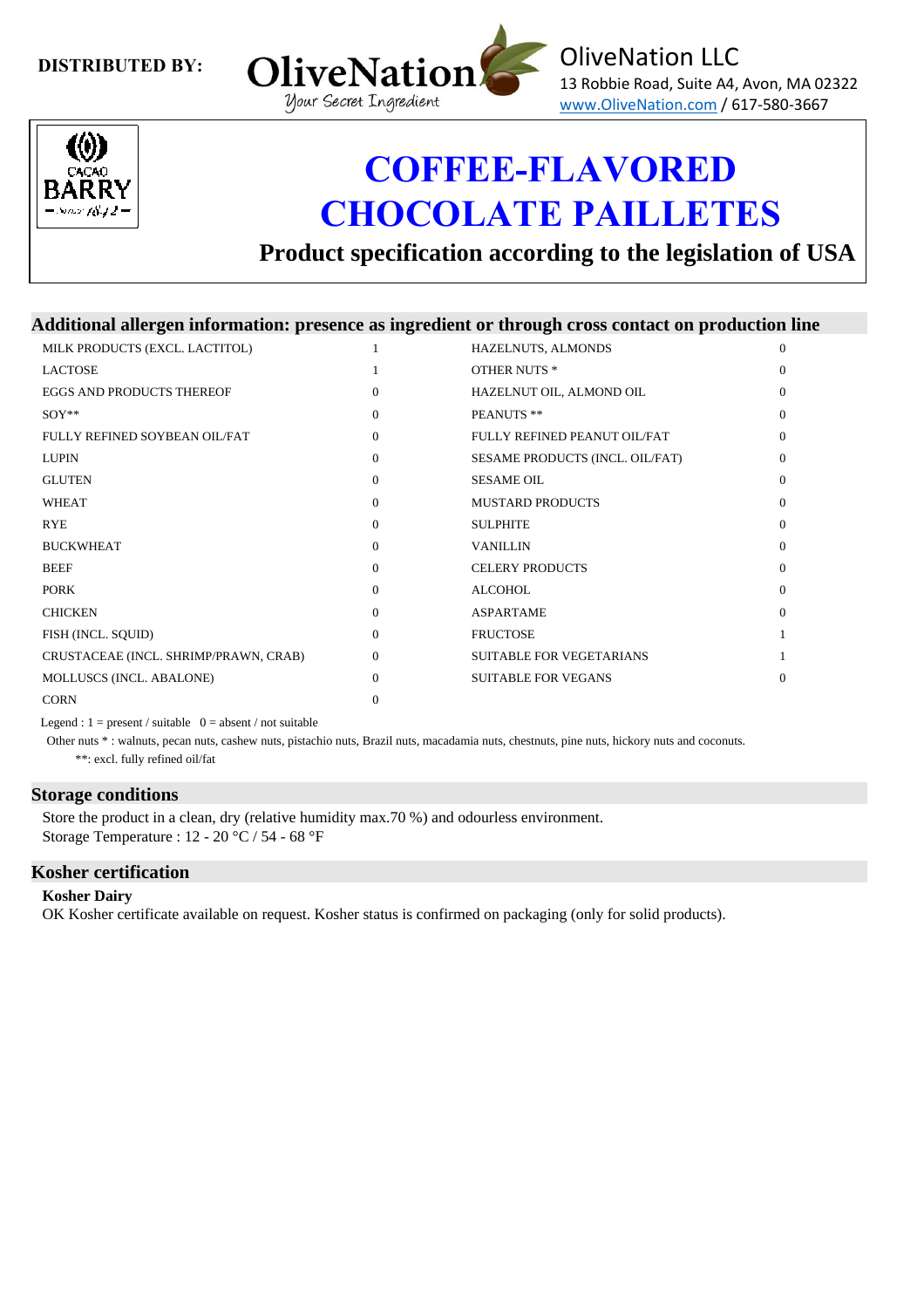**DISTRIBUTED BY:**

OliveNation LLC
13 Robbie Road, Suite A4, Avon, MA 02322
www.OliveNation.com / 617-580-3667

# COFFEE-FLAVORED CHOCOLATE PAILLETES

**Product specification according to the legislation of USA**

## Additional allergen information: presence as ingredient or through cross contact on production line

| | | | |
|---|---|---|---|
| MILK PRODUCTS (EXCL. LACTITOL) | 1 | HAZELNUTS, ALMONDS | 0 |
| LACTOSE | 1 | OTHER NUTS * | 0 |
| EGGS AND PRODUCTS THEREOF | 0 | HAZELNUT OIL, ALMOND OIL | 0 |
| SOY** | 0 | PEANUTS ** | 0 |
| FULLY REFINED SOYBEAN OIL/FAT | 0 | FULLY REFINED PEANUT OIL/FAT | 0 |
| LUPIN | 0 | SESAME PRODUCTS (INCL. OIL/FAT) | 0 |
| GLUTEN | 0 | SESAME OIL | 0 |
| WHEAT | 0 | MUSTARD PRODUCTS | 0 |
| RYE | 0 | SULPHITE | 0 |
| BUCKWHEAT | 0 | VANILLIN | 0 |
| BEEF | 0 | CELERY PRODUCTS | 0 |
| PORK | 0 | ALCOHOL | 0 |
| CHICKEN | 0 | ASPARTAME | 0 |
| FISH (INCL. SQUID) | 0 | FRUCTOSE | 1 |
| CRUSTACEAE (INCL. SHRIMP/PRAWN, CRAB) | 0 | SUITABLE FOR VEGETARIANS | 1 |
| MOLLUSCS (INCL. ABALONE) | 0 | SUITABLE FOR VEGANS | 0 |
| CORN | 0 | | |

Legend : 1 = present / suitable   0 = absent / not suitable

Other nuts * : walnuts, pecan nuts, cashew nuts, pistachio nuts, Brazil nuts, macadamia nuts, chestnuts, pine nuts, hickory nuts and coconuts.

**: excl. fully refined oil/fat

## Storage conditions

Store the product in a clean, dry (relative humidity max.70 %) and odourless environment.
Storage Temperature : 12 - 20 °C / 54 - 68 °F

## Kosher certification

**Kosher Dairy**

OK Kosher certificate available on request. Kosher status is confirmed on packaging (only for solid products).